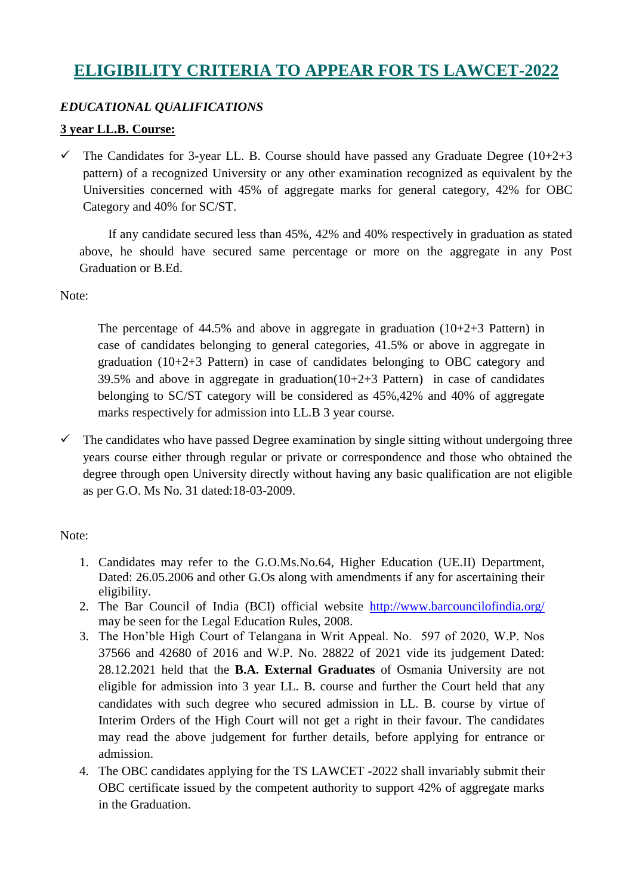# ELIGIBILITY CRITERIA TO APPEAR FOR TS LAWCET-2022

*EDUCATIONAL QUALIFICATIONS*

**3 year LL.B. Course:**

- ✓ The Candidates for 3-year LL. B. Course should have passed any Graduate Degree (10+2+3 pattern) of a recognized University or any other examination recognized as equivalent by the Universities concerned with 45% of aggregate marks for general category, 42% for OBC Category and 40% for SC/ST.

  If any candidate secured less than 45%, 42% and 40% respectively in graduation as stated above, he should have secured same percentage or more on the aggregate in any Post Graduation or B.Ed.

Note:

> The percentage of 44.5% and above in aggregate in graduation (10+2+3 Pattern) in case of candidates belonging to general categories, 41.5% or above in aggregate in graduation (10+2+3 Pattern) in case of candidates belonging to OBC category and 39.5% and above in aggregate in graduation(10+2+3 Pattern) in case of candidates belonging to SC/ST category will be considered as 45%,42% and 40% of aggregate marks respectively for admission into LL.B 3 year course.

- ✓ The candidates who have passed Degree examination by single sitting without undergoing three years course either through regular or private or correspondence and those who obtained the degree through open University directly without having any basic qualification are not eligible as per G.O. Ms No. 31 dated:18-03-2009.

Note:

1. Candidates may refer to the G.O.Ms.No.64, Higher Education (UE.II) Department, Dated: 26.05.2006 and other G.Os along with amendments if any for ascertaining their eligibility.
2. The Bar Council of India (BCI) official website http://www.barcouncilofindia.org/ may be seen for the Legal Education Rules, 2008.
3. The Hon'ble High Court of Telangana in Writ Appeal. No. 597 of 2020, W.P. Nos 37566 and 42680 of 2016 and W.P. No. 28822 of 2021 vide its judgement Dated: 28.12.2021 held that the **B.A. External Graduates** of Osmania University are not eligible for admission into 3 year LL. B. course and further the Court held that any candidates with such degree who secured admission in LL. B. course by virtue of Interim Orders of the High Court will not get a right in their favour. The candidates may read the above judgement for further details, before applying for entrance or admission.
4. The OBC candidates applying for the TS LAWCET -2022 shall invariably submit their OBC certificate issued by the competent authority to support 42% of aggregate marks in the Graduation.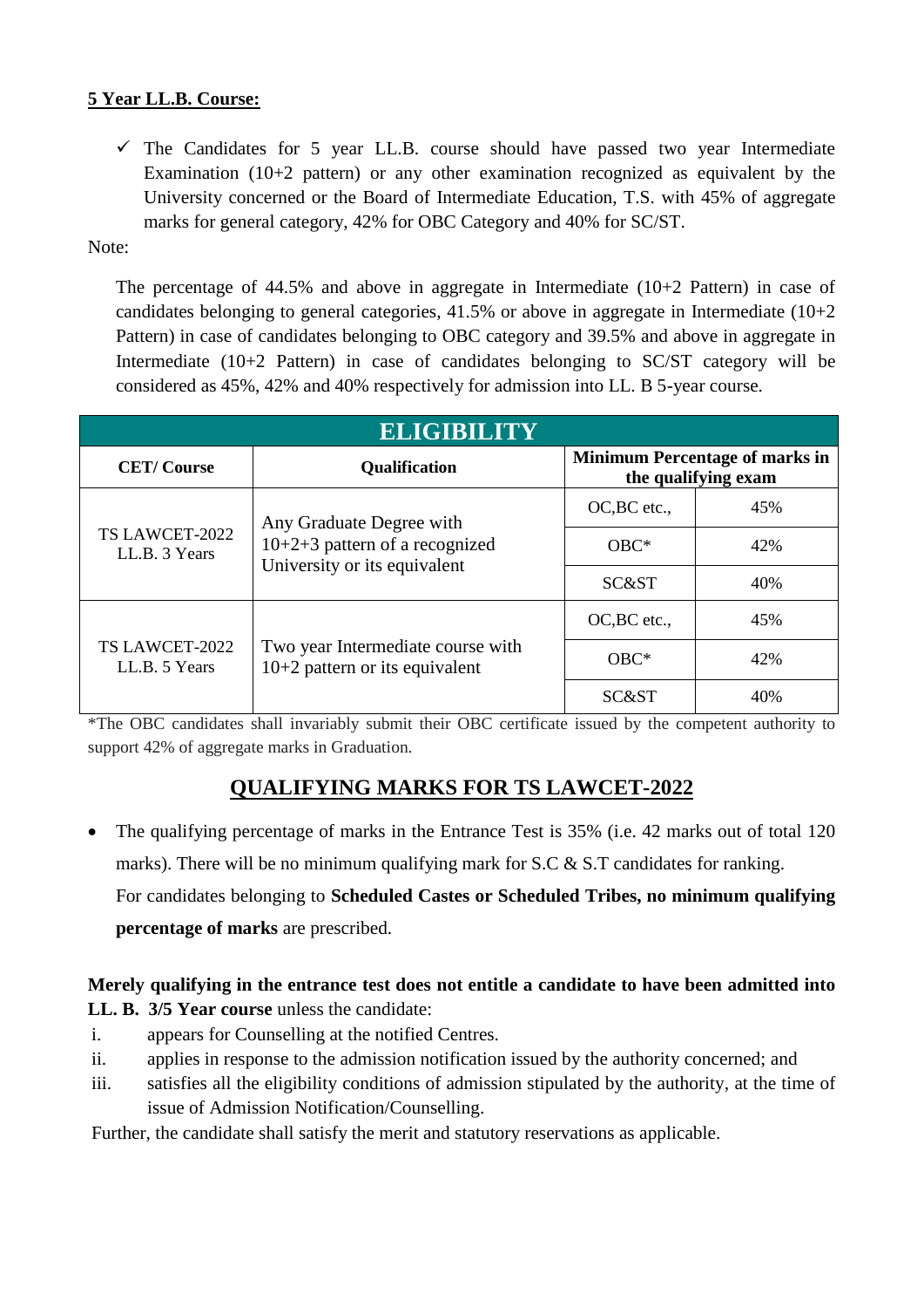**5 Year LL.B. Course:**

- ✓ The Candidates for 5 year LL.B. course should have passed two year Intermediate Examination (10+2 pattern) or any other examination recognized as equivalent by the University concerned or the Board of Intermediate Education, T.S. with 45% of aggregate marks for general category, 42% for OBC Category and 40% for SC/ST.

Note:

The percentage of 44.5% and above in aggregate in Intermediate (10+2 Pattern) in case of candidates belonging to general categories, 41.5% or above in aggregate in Intermediate (10+2 Pattern) in case of candidates belonging to OBC category and 39.5% and above in aggregate in Intermediate (10+2 Pattern) in case of candidates belonging to SC/ST category will be considered as 45%, 42% and 40% respectively for admission into LL. B 5-year course.

| ELIGIBILITY | | | |
|---|---|---|---|
| **CET/ Course** | **Qualification** | **Minimum Percentage of marks in the qualifying exam** | |
| TS LAWCET-2022 LL.B. 3 Years | Any Graduate Degree with 10+2+3 pattern of a recognized University or its equivalent | OC,BC etc., | 45% |
| | | OBC* | 42% |
| | | SC&ST | 40% |
| TS LAWCET-2022 LL.B. 5 Years | Two year Intermediate course with 10+2 pattern or its equivalent | OC,BC etc., | 45% |
| | | OBC* | 42% |
| | | SC&ST | 40% |

*The OBC candidates shall invariably submit their OBC certificate issued by the competent authority to support 42% of aggregate marks in Graduation.

## QUALIFYING MARKS FOR TS LAWCET-2022

- The qualifying percentage of marks in the Entrance Test is 35% (i.e. 42 marks out of total 120 marks). There will be no minimum qualifying mark for S.C & S.T candidates for ranking.

  For candidates belonging to **Scheduled Castes or Scheduled Tribes, no minimum qualifying percentage of marks** are prescribed.

**Merely qualifying in the entrance test does not entitle a candidate to have been admitted into LL. B. 3/5 Year course** unless the candidate:

i. appears for Counselling at the notified Centres.

ii. applies in response to the admission notification issued by the authority concerned; and

iii. satisfies all the eligibility conditions of admission stipulated by the authority, at the time of issue of Admission Notification/Counselling.

Further, the candidate shall satisfy the merit and statutory reservations as applicable.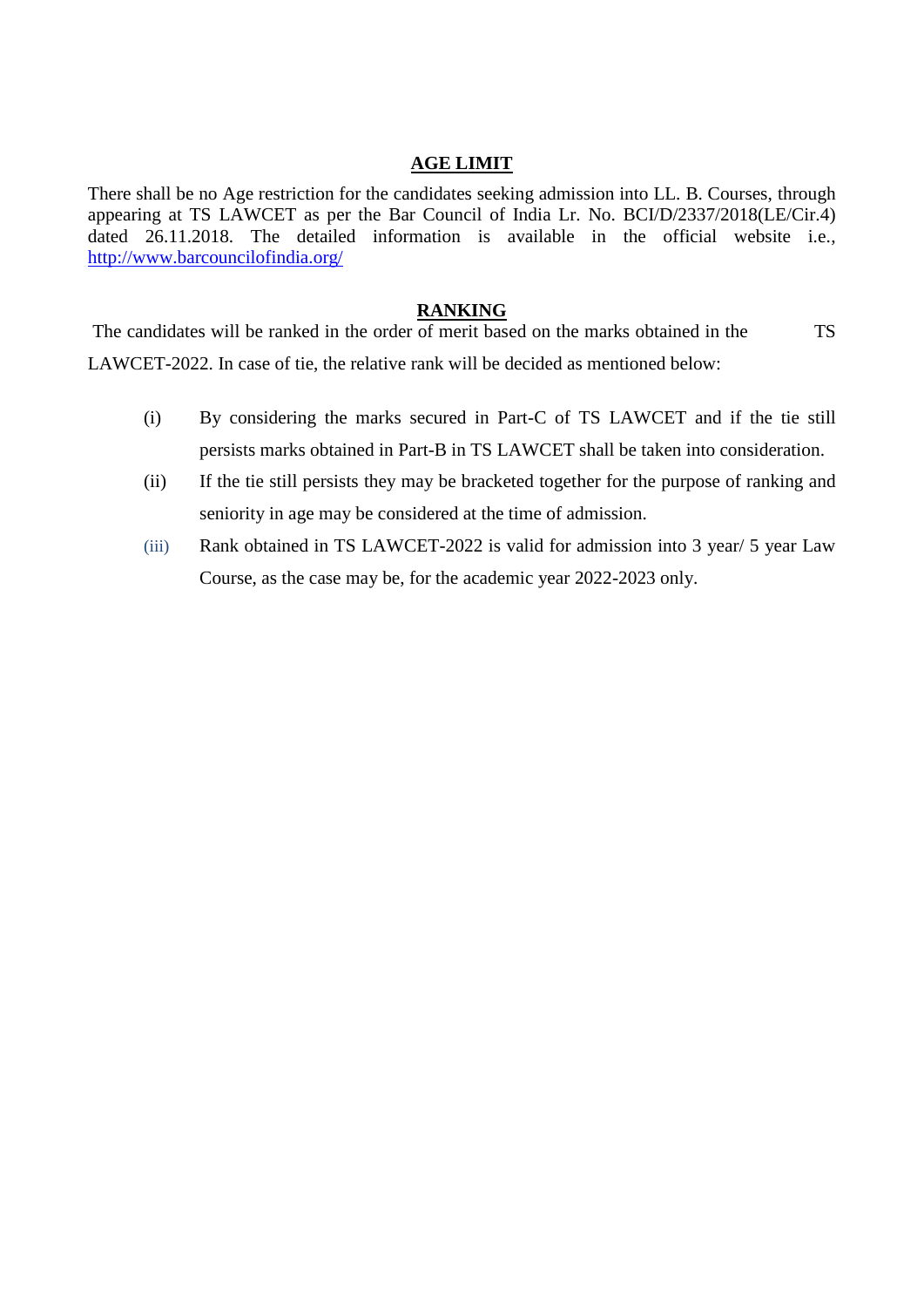## AGE LIMIT

There shall be no Age restriction for the candidates seeking admission into LL. B. Courses, through appearing at TS LAWCET as per the Bar Council of India Lr. No. BCI/D/2337/2018(LE/Cir.4) dated 26.11.2018. The detailed information is available in the official website i.e., [http://www.barcouncilofindia.org/](http://www.barcouncilofindia.org/)

## RANKING

The candidates will be ranked in the order of merit based on the marks obtained in the TS LAWCET-2022. In case of tie, the relative rank will be decided as mentioned below:

- (i) By considering the marks secured in Part-C of TS LAWCET and if the tie still persists marks obtained in Part-B in TS LAWCET shall be taken into consideration.
- (ii) If the tie still persists they may be bracketed together for the purpose of ranking and seniority in age may be considered at the time of admission.
- (iii) Rank obtained in TS LAWCET-2022 is valid for admission into 3 year/ 5 year Law Course, as the case may be, for the academic year 2022-2023 only.